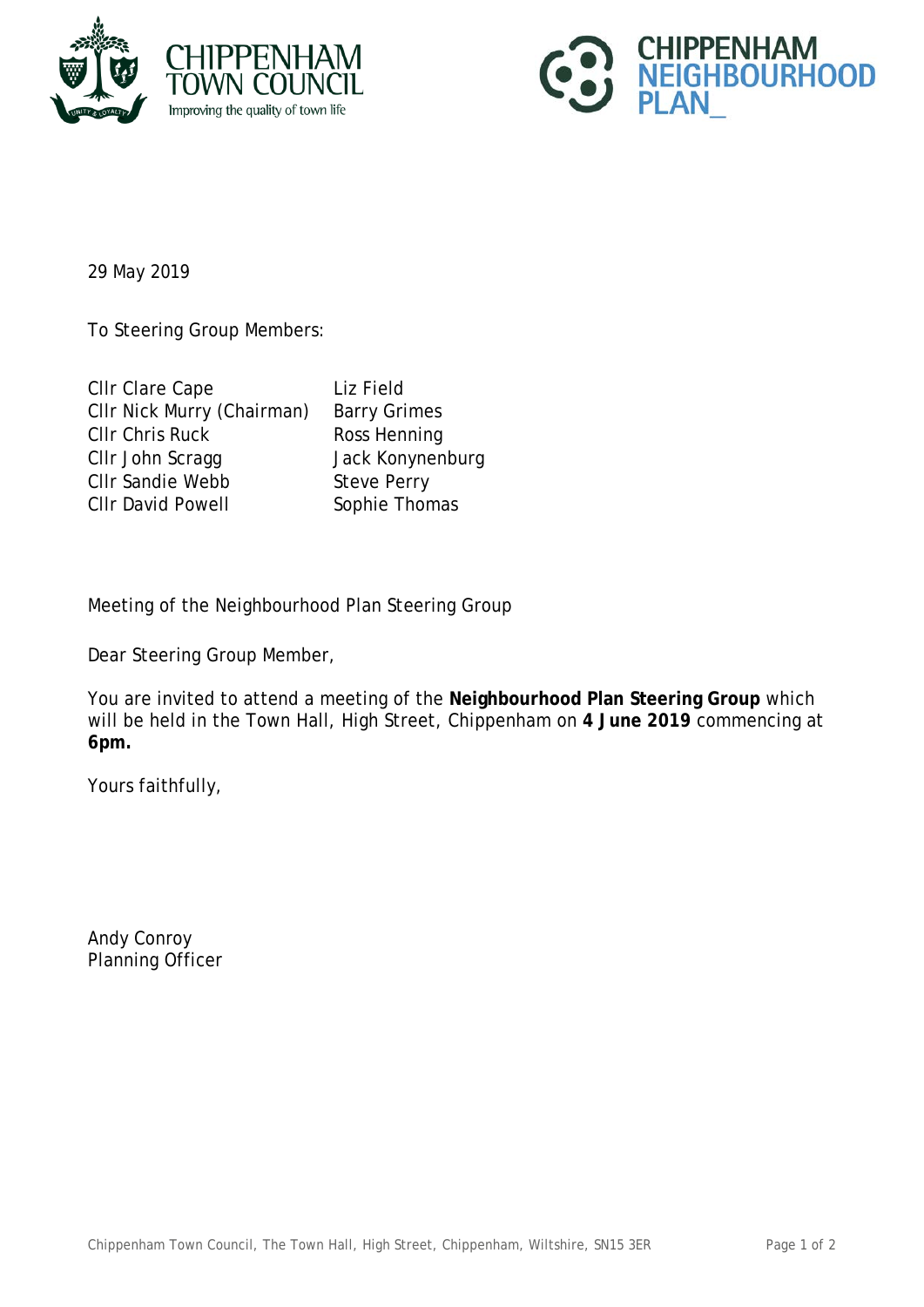29 May 2019

To Steering Group Members:

| | |
|---|---|
| Cllr Clare Cape | Liz Field |
| Cllr Nick Murry (Chairman) | Barry Grimes |
| Cllr Chris Ruck | Ross Henning |
| Cllr John Scragg | Jack Konynenburg |
| Cllr Sandie Webb | Steve Perry |
| Cllr David Powell | Sophie Thomas |

Meeting of the Neighbourhood Plan Steering Group

Dear Steering Group Member,

You are invited to attend a meeting of the **Neighbourhood Plan Steering Group** which will be held in the Town Hall, High Street, Chippenham on **4 June 2019** commencing at **6pm.**

Yours faithfully,

Andy Conroy
Planning Officer

Chippenham Town Council, The Town Hall, High Street, Chippenham, Wiltshire, SN15 3ER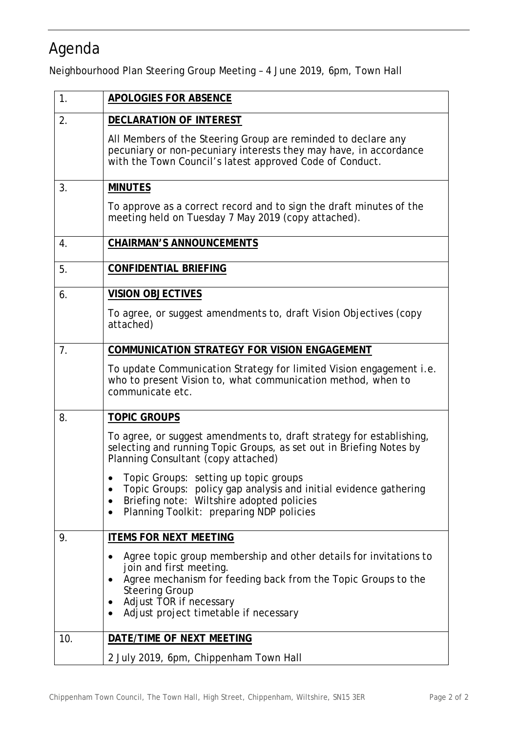# Agenda

Neighbourhood Plan Steering Group Meeting – 4 June 2019, 6pm, Town Hall

| | |
|---|---|
| 1. | **APOLOGIES FOR ABSENCE** |
| 2. | **DECLARATION OF INTEREST**<br><br>All Members of the Steering Group are reminded to declare any pecuniary or non-pecuniary interests they may have, in accordance with the Town Council's latest approved Code of Conduct. |
| 3. | **MINUTES**<br><br>To approve as a correct record and to sign the draft minutes of the meeting held on Tuesday 7 May 2019 (copy attached). |
| 4. | **CHAIRMAN'S ANNOUNCEMENTS** |
| 5. | **CONFIDENTIAL BRIEFING** |
| 6. | **VISION OBJECTIVES**<br><br>To agree, or suggest amendments to, draft Vision Objectives (copy attached) |
| 7. | **COMMUNICATION STRATEGY FOR VISION ENGAGEMENT**<br><br>To update Communication Strategy for limited Vision engagement i.e. who to present Vision to, what communication method, when to communicate etc. |
| 8. | **TOPIC GROUPS**<br><br>To agree, or suggest amendments to, draft strategy for establishing, selecting and running Topic Groups, as set out in Briefing Notes by Planning Consultant (copy attached)<br><br>• Topic Groups: setting up topic groups<br>• Topic Groups: policy gap analysis and initial evidence gathering<br>• Briefing note: Wiltshire adopted policies<br>• Planning Toolkit: preparing NDP policies |
| 9. | **ITEMS FOR NEXT MEETING**<br><br>• Agree topic group membership and other details for invitations to join and first meeting.<br>• Agree mechanism for feeding back from the Topic Groups to the Steering Group<br>• Adjust TOR if necessary<br>• Adjust project timetable if necessary |
| 10. | **DATE/TIME OF NEXT MEETING**<br><br>2 July 2019, 6pm, Chippenham Town Hall |